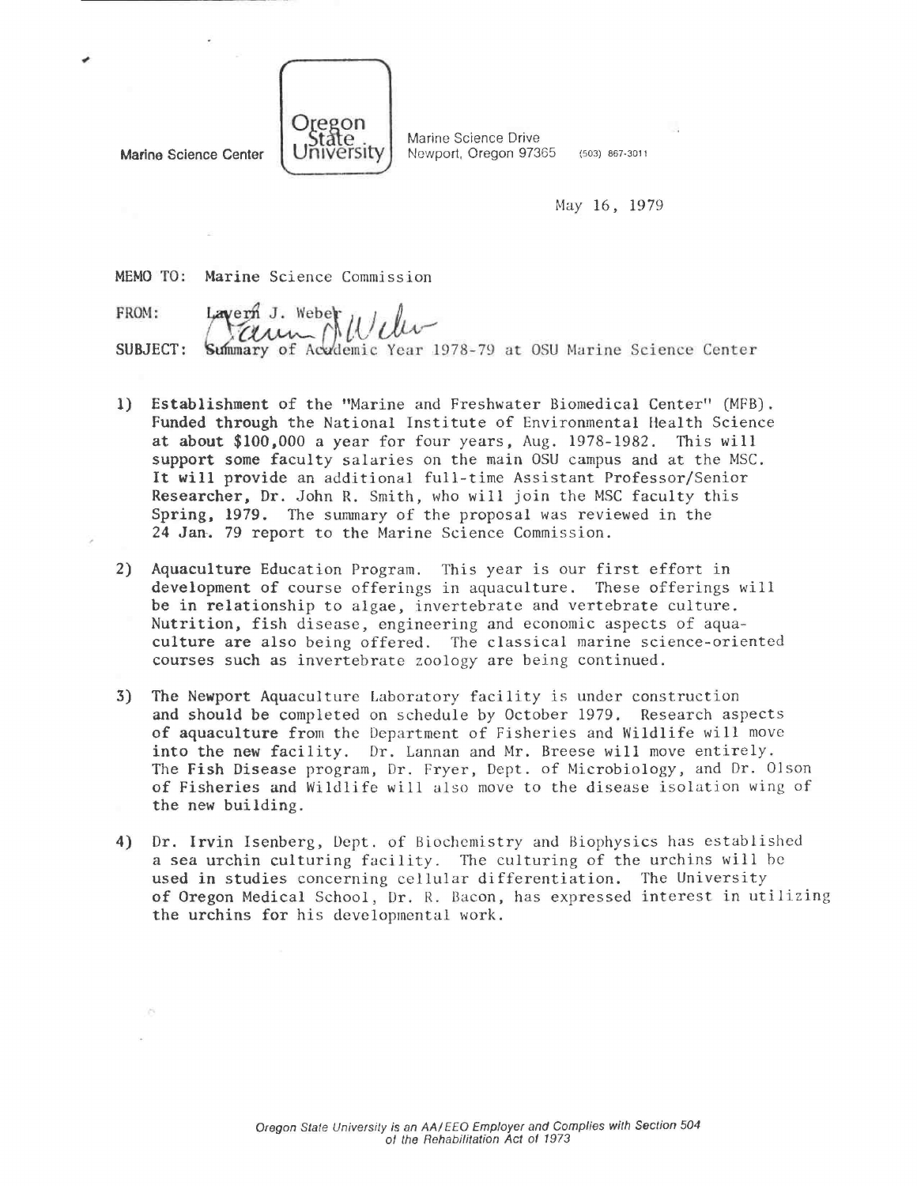Marine Science Center

Oregon State University

Marine Science Drive
Newport, Oregon 97365 (503) 867-3011

May 16, 1979

MEMO TO: Marine Science Commission

FROM: Lavern J. Weber

SUBJECT: Summary of Academic Year 1978-79 at OSU Marine Science Center

1) Establishment of the "Marine and Freshwater Biomedical Center" (MFB). Funded through the National Institute of Environmental Health Science at about $100,000 a year for four years, Aug. 1978-1982. This will support some faculty salaries on the main OSU campus and at the MSC. It will provide an additional full-time Assistant Professor/Senior Researcher, Dr. John R. Smith, who will join the MSC faculty this Spring, 1979. The summary of the proposal was reviewed in the 24 Jan. 79 report to the Marine Science Commission.

2) Aquaculture Education Program. This year is our first effort in development of course offerings in aquaculture. These offerings will be in relationship to algae, invertebrate and vertebrate culture. Nutrition, fish disease, engineering and economic aspects of aquaculture are also being offered. The classical marine science-oriented courses such as invertebrate zoology are being continued.

3) The Newport Aquaculture Laboratory facility is under construction and should be completed on schedule by October 1979. Research aspects of aquaculture from the Department of Fisheries and Wildlife will move into the new facility. Dr. Lannan and Mr. Breese will move entirely. The Fish Disease program, Dr. Fryer, Dept. of Microbiology, and Dr. Olson of Fisheries and Wildlife will also move to the disease isolation wing of the new building.

4) Dr. Irvin Isenberg, Dept. of Biochemistry and Biophysics has established a sea urchin culturing facility. The culturing of the urchins will be used in studies concerning cellular differentiation. The University of Oregon Medical School, Dr. R. Bacon, has expressed interest in utilizing the urchins for his developmental work.

*Oregon State University is an AA/EEO Employer and Complies with Section 504 of the Rehabilitation Act of 1973*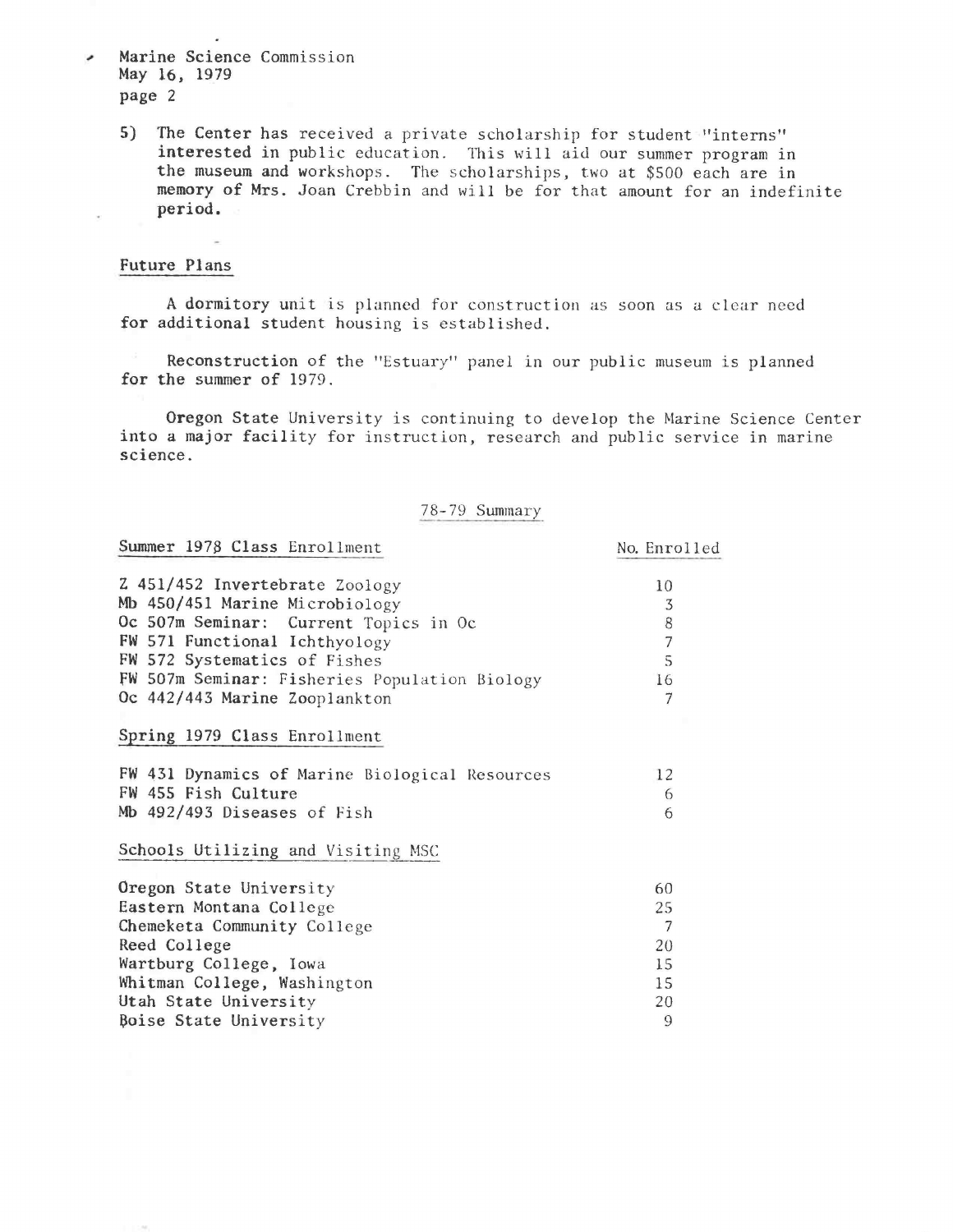5) The Center has received a private scholarship for student "interns" interested in public education. This will aid our summer program in the museum and workshops. The scholarships, two at $500 each are in memory of Mrs. Joan Crebbin and will be for that amount for an indefinite period.

## Future Plans

A dormitory unit is planned for construction as soon as a clear need for additional student housing is established.

Reconstruction of the "Estuary" panel in our public museum is planned for the summer of 1979.

Oregon State University is continuing to develop the Marine Science Center into a major facility for instruction, research and public service in marine science.

### 78-79 Summary

| Summer 1978 Class Enrollment | No. Enrolled |
|---|---|
| Z 451/452 Invertebrate Zoology | 10 |
| Mb 450/451 Marine Microbiology | 3 |
| Oc 507m Seminar: Current Topics in Oc | 8 |
| FW 571 Functional Ichthyology | 7 |
| FW 572 Systematics of Fishes | 5 |
| FW 507m Seminar: Fisheries Population Biology | 16 |
| Oc 442/443 Marine Zooplankton | 7 |
| **Spring 1979 Class Enrollment** | |
| FW 431 Dynamics of Marine Biological Resources | 12 |
| FW 455 Fish Culture | 6 |
| Mb 492/493 Diseases of Fish | 6 |
| **Schools Utilizing and Visiting MSC** | |
| Oregon State University | 60 |
| Eastern Montana College | 25 |
| Chemeketa Community College | 7 |
| Reed College | 20 |
| Wartburg College, Iowa | 15 |
| Whitman College, Washington | 15 |
| Utah State University | 20 |
| Boise State University | 9 |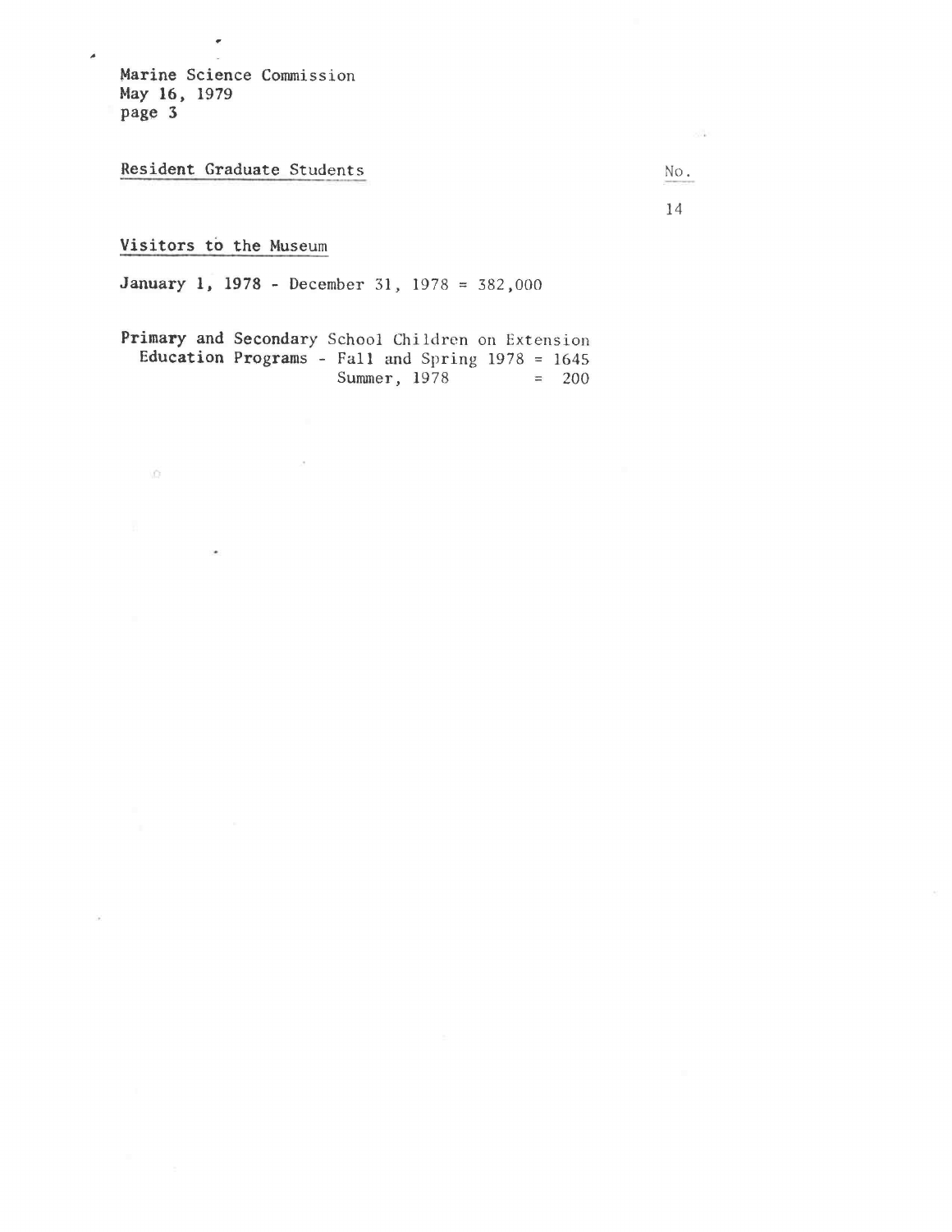Marine Science Commission
May 16, 1979

| Resident Graduate Students | No. |
| --- | --- |
| | 14 |

Visitors to the Museum

January 1, 1978 - December 31, 1978 = 382,000

Primary and Secondary School Children on Extension Education Programs - Fall and Spring 1978 = 1645
Summer, 1978 = 200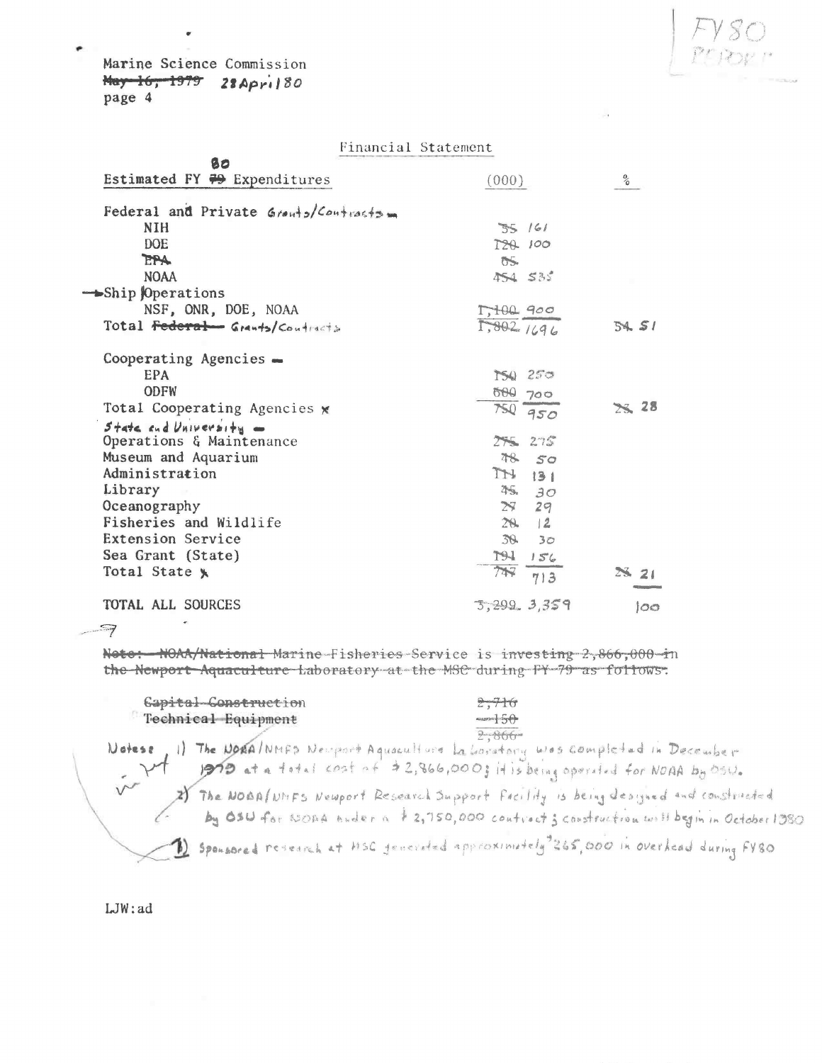Marine Science Commission
~~May 16, 1979~~ 28 April 80

FY80 REPORT

Financial Statement

| Estimated FY ~~79~~ 80 Expenditures | (000) | % |
|---|---|---|
| Federal and Private Grants/Contracts — | | |
| NIH | ~~55~~ 161 | |
| DOE | ~~120~~ 100 | |
| ~~EPA~~ | ~~05~~ | |
| NOAA | ~~454~~ 535 | |
| Ship Operations | | |
| NSF, ONR, DOE, NOAA | ~~1,100~~ 900 | |
| Total ~~Federal~~ Grants/Contracts | ~~1,802~~ 1696 | ~~54~~ 51 |
| Cooperating Agencies — | | |
| EPA | ~~150~~ 250 | |
| ODFW | ~~600~~ 700 | |
| Total Cooperating Agencies * | ~~750~~ 950 | ~~23~~ 28 |
| State and University — | | |
| Operations & Maintenance | ~~275~~ 275 | |
| Museum and Aquarium | ~~48~~ 50 | |
| Administration | ~~114~~ 131 | |
| Library | ~~45~~ 30 | |
| Oceanography | ~~27~~ 29 | |
| Fisheries and Wildlife | ~~20~~ 12 | |
| Extension Service | ~~30~~ 30 | |
| Sea Grant (State) | ~~194~~ 156 | |
| Total State * | ~~747~~ 713 | ~~23~~ 21 |
| TOTAL ALL SOURCES | ~~3,299~~ 3,359 | 100 |

~~Note: NOAA/National Marine Fisheries Service is investing 2,866,000 in the Newport Aquaculture Laboratory at the MSC during FY 79 as follows:~~

| | |
|---|---|
| ~~Capital Construction~~ | ~~2,716~~ |
| ~~Technical Equipment~~ | ~~150~~ |
| | ~~2,866~~ |

Notes: 1) The NOAA/NMFS Newport Aquaculture Laboratory was completed in December 1979 at a total cost of $2,866,000; it is being operated for NOAA by OSU.

2) The NOAA/NMFS Newport Research Support Facility is being designed and constructed by OSU for NOAA under a $2,750,000 contract; construction will begin in October 1980

3) Sponsored research at MSC generated approximately $265,000 in overhead during FY80

LJW:ad